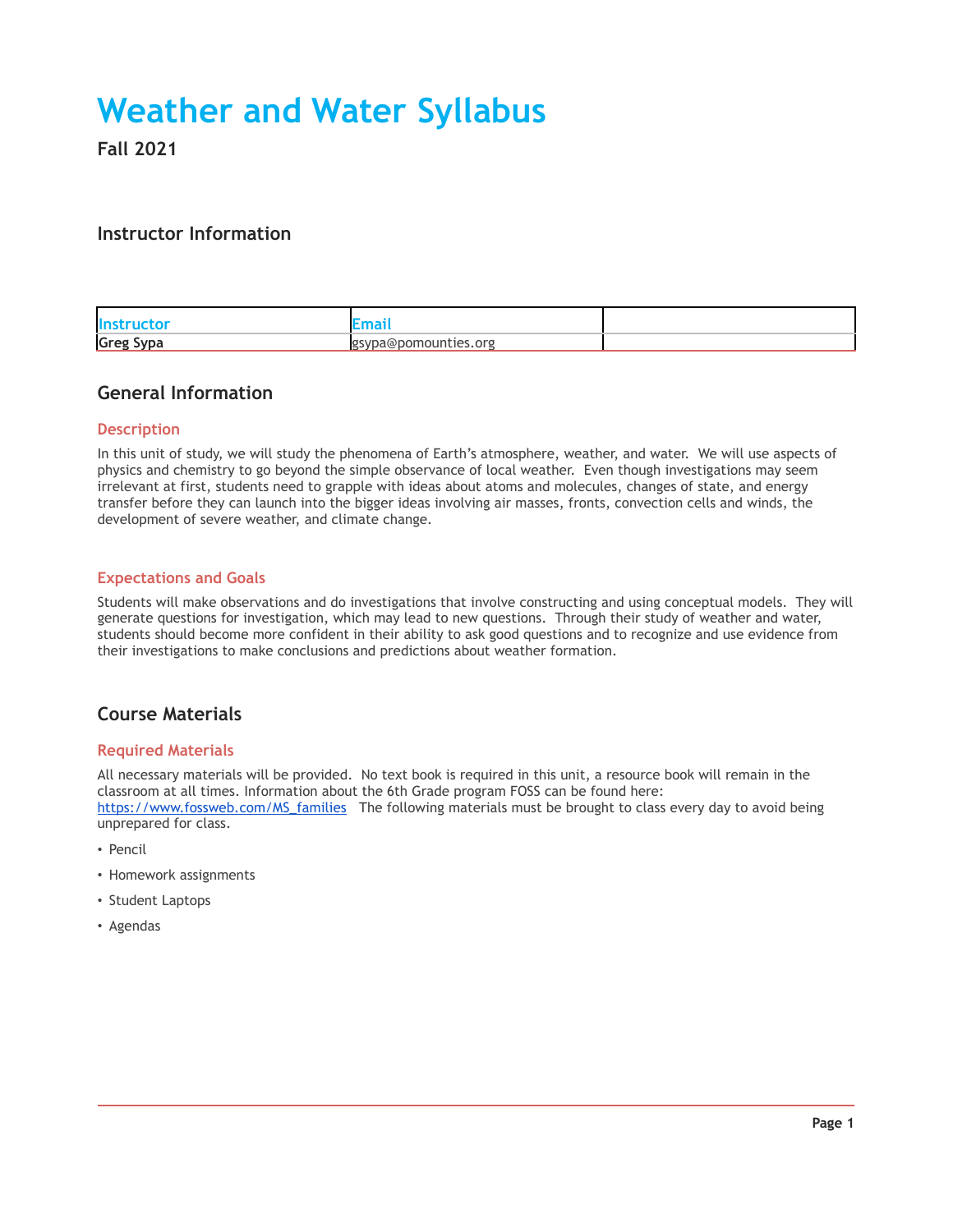# Weather and Water Syllabus

**Fall 2021**

## Instructor Information

| Instructor | Email | |
|---|---|---|
| **Greg Sypa** | gsypa@pomounties.org | |

## General Information

### Description

In this unit of study, we will study the phenomena of Earth's atmosphere, weather, and water. We will use aspects of physics and chemistry to go beyond the simple observance of local weather. Even though investigations may seem irrelevant at first, students need to grapple with ideas about atoms and molecules, changes of state, and energy transfer before they can launch into the bigger ideas involving air masses, fronts, convection cells and winds, the development of severe weather, and climate change.

### Expectations and Goals

Students will make observations and do investigations that involve constructing and using conceptual models. They will generate questions for investigation, which may lead to new questions. Through their study of weather and water, students should become more confident in their ability to ask good questions and to recognize and use evidence from their investigations to make conclusions and predictions about weather formation.

## Course Materials

### Required Materials

All necessary materials will be provided. No text book is required in this unit, a resource book will remain in the classroom at all times. Information about the 6th Grade program FOSS can be found here: https://www.fossweb.com/MS_families The following materials must be brought to class every day to avoid being unprepared for class.

- Pencil
- Homework assignments
- Student Laptops
- Agendas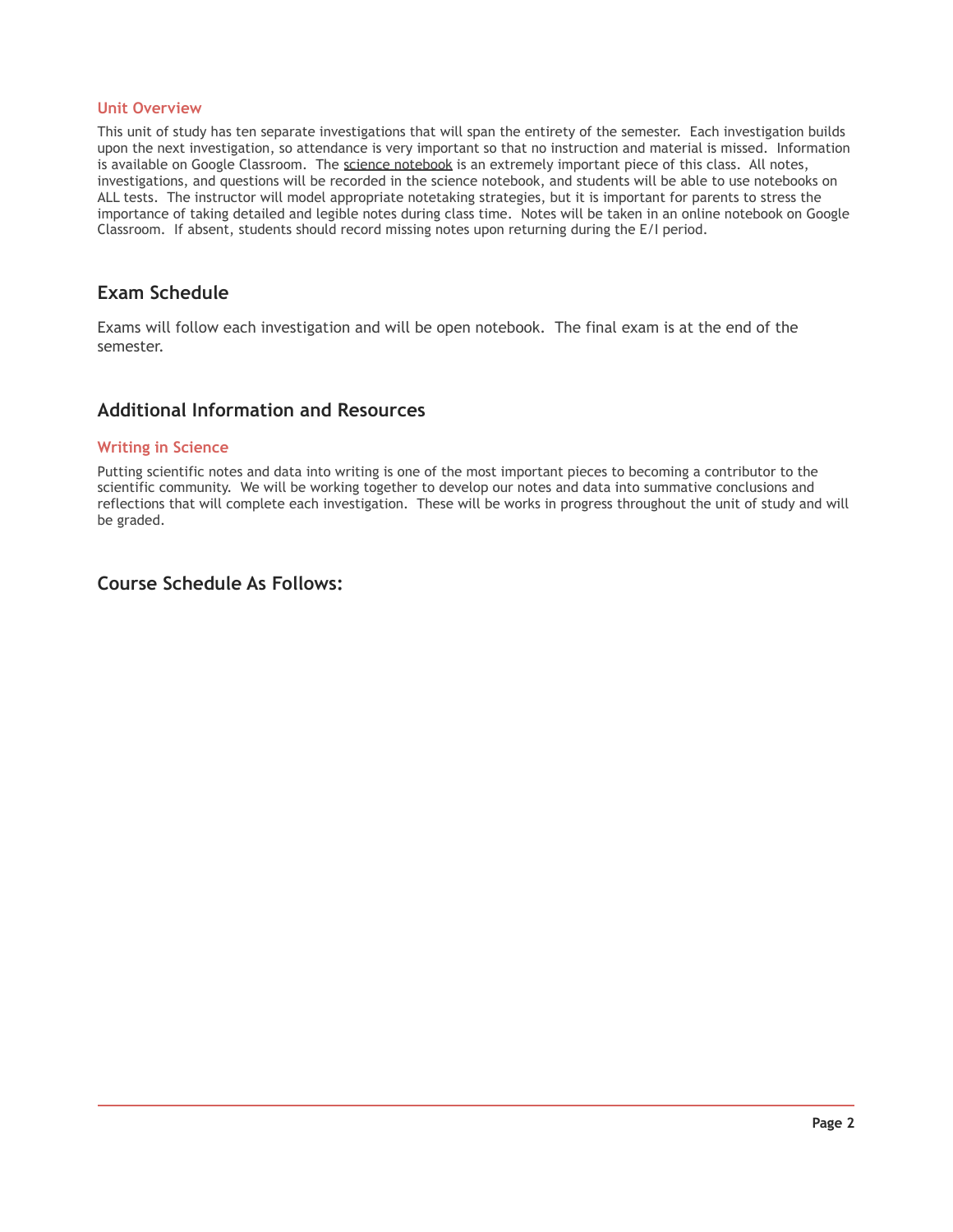### Unit Overview

This unit of study has ten separate investigations that will span the entirety of the semester. Each investigation builds upon the next investigation, so attendance is very important so that no instruction and material is missed. Information is available on Google Classroom. The science notebook is an extremely important piece of this class. All notes, investigations, and questions will be recorded in the science notebook, and students will be able to use notebooks on ALL tests. The instructor will model appropriate notetaking strategies, but it is important for parents to stress the importance of taking detailed and legible notes during class time. Notes will be taken in an online notebook on Google Classroom. If absent, students should record missing notes upon returning during the E/I period.

## Exam Schedule

Exams will follow each investigation and will be open notebook. The final exam is at the end of the semester.

## Additional Information and Resources

### Writing in Science

Putting scientific notes and data into writing is one of the most important pieces to becoming a contributor to the scientific community. We will be working together to develop our notes and data into summative conclusions and reflections that will complete each investigation. These will be works in progress throughout the unit of study and will be graded.

## Course Schedule As Follows: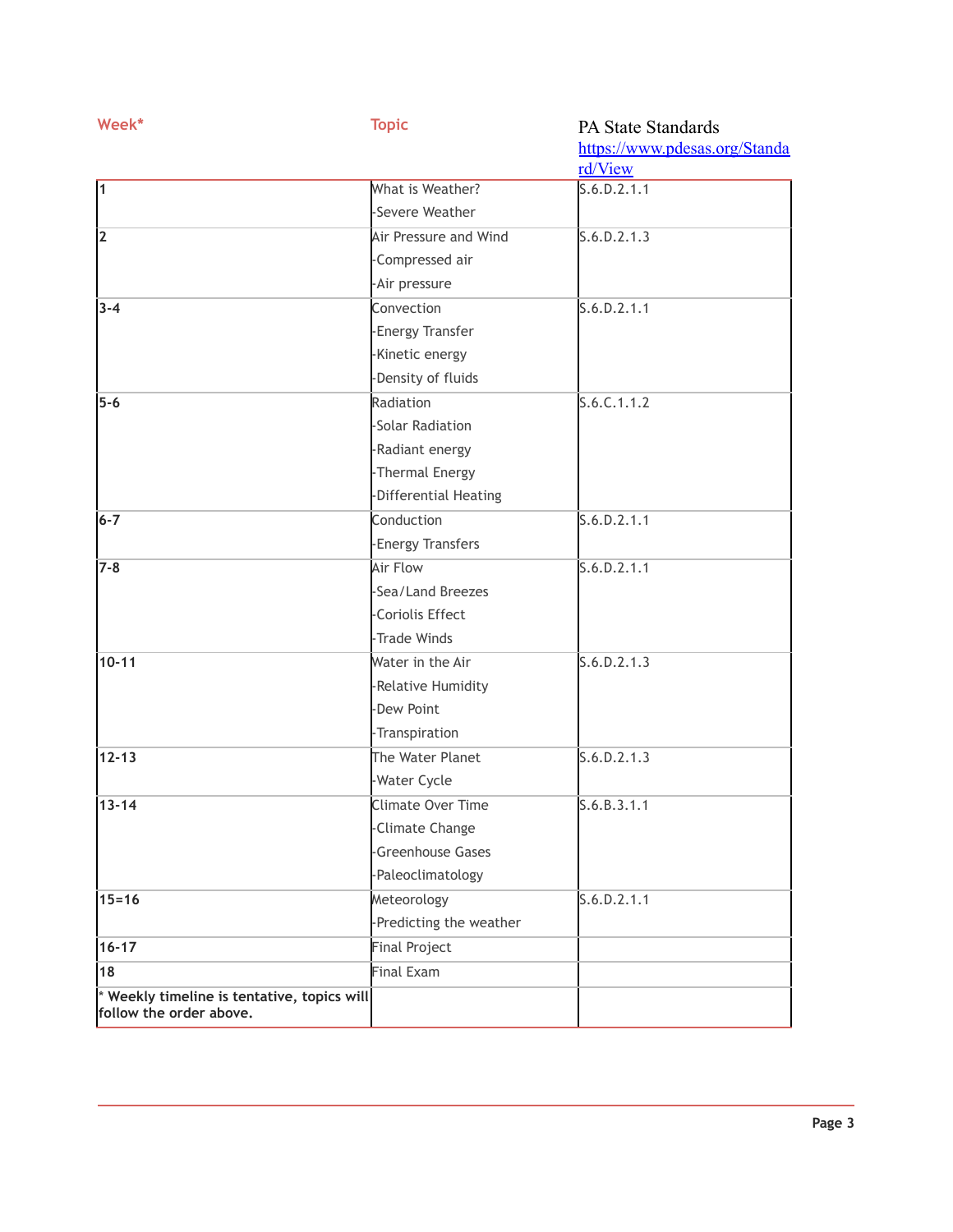| Week* | Topic | PA State Standards [https://www.pdesas.org/Standard/View](https://www.pdesas.org/Standard/View) |
|---|---|---|
| 1 | What is Weather?<br>-Severe Weather | S.6.D.2.1.1 |
| 2 | Air Pressure and Wind<br>-Compressed air<br>-Air pressure | S.6.D.2.1.3 |
| 3-4 | Convection<br>-Energy Transfer<br>-Kinetic energy<br>-Density of fluids | S.6.D.2.1.1 |
| 5-6 | Radiation<br>-Solar Radiation<br>-Radiant energy<br>-Thermal Energy<br>-Differential Heating | S.6.C.1.1.2 |
| 6-7 | Conduction<br>-Energy Transfers | S.6.D.2.1.1 |
| 7-8 | Air Flow<br>-Sea/Land Breezes<br>-Coriolis Effect<br>-Trade Winds | S.6.D.2.1.1 |
| 10-11 | Water in the Air<br>-Relative Humidity<br>-Dew Point<br>-Transpiration | S.6.D.2.1.3 |
| 12-13 | The Water Planet<br>-Water Cycle | S.6.D.2.1.3 |
| 13-14 | Climate Over Time<br>-Climate Change<br>-Greenhouse Gases<br>-Paleoclimatology | S.6.B.3.1.1 |
| 15=16 | Meteorology<br>-Predicting the weather | S.6.D.2.1.1 |
| 16-17 | Final Project | |
| 18 | Final Exam | |
| **\* Weekly timeline is tentative, topics will follow the order above.** | | |